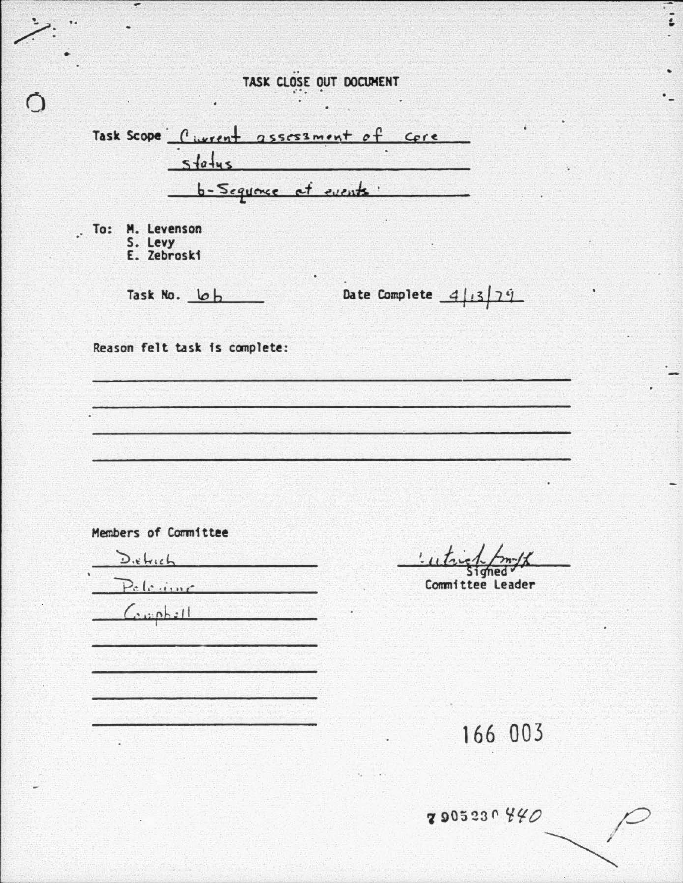# TASK CLOSE OUT DOCUMENT

Task Scope Current assessment of core status
b-Sequence of events

To: M. Levenson
S. Levy
E. Zebroski

Task No. 6b

Date Complete 4/13/79

Reason felt task is complete:

Members of Committee

Dietrich
Pelesinue
Campbell

Dietrich/mfk
Signed
Committee Leader

166 003

7905230440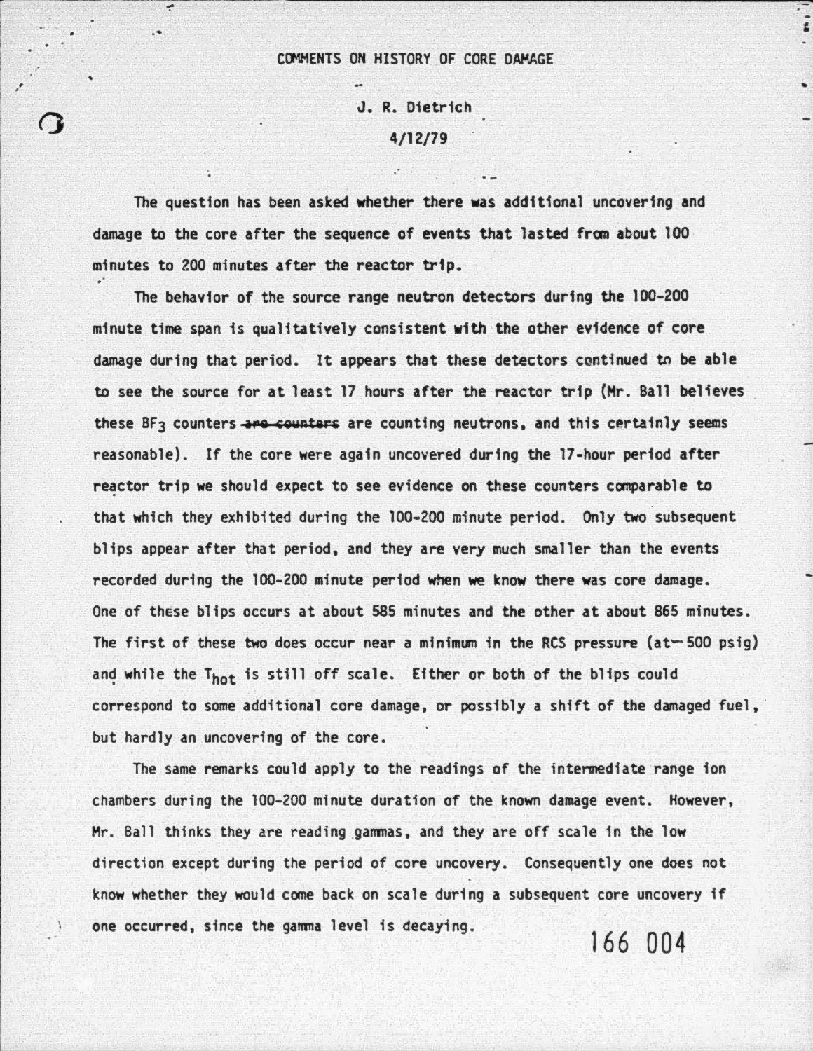COMMENTS ON HISTORY OF CORE DAMAGE

J. R. Dietrich

4/12/79

The question has been asked whether there was additional uncovering and damage to the core after the sequence of events that lasted from about 100 minutes to 200 minutes after the reactor trip.

The behavior of the source range neutron detectors during the 100-200 minute time span is qualitatively consistent with the other evidence of core damage during that period. It appears that these detectors continued to be able to see the source for at least 17 hours after the reactor trip (Mr. Ball believes these $BF_3$ counters ~~are counters~~ are counting neutrons, and this certainly seems reasonable). If the core were again uncovered during the 17-hour period after reactor trip we should expect to see evidence on these counters comparable to that which they exhibited during the 100-200 minute period. Only two subsequent blips appear after that period, and they are very much smaller than the events recorded during the 100-200 minute period when we know there was core damage. One of these blips occurs at about 585 minutes and the other at about 865 minutes. The first of these two does occur near a minimum in the RCS pressure (at ~500 psig) and while the $T_{hot}$ is still off scale. Either or both of the blips could correspond to some additional core damage, or possibly a shift of the damaged fuel, but hardly an uncovering of the core.

The same remarks could apply to the readings of the intermediate range ion chambers during the 100-200 minute duration of the known damage event. However, Mr. Ball thinks they are reading gammas, and they are off scale in the low direction except during the period of core uncovery. Consequently one does not know whether they would come back on scale during a subsequent core uncovery if one occurred, since the gamma level is decaying.

166 004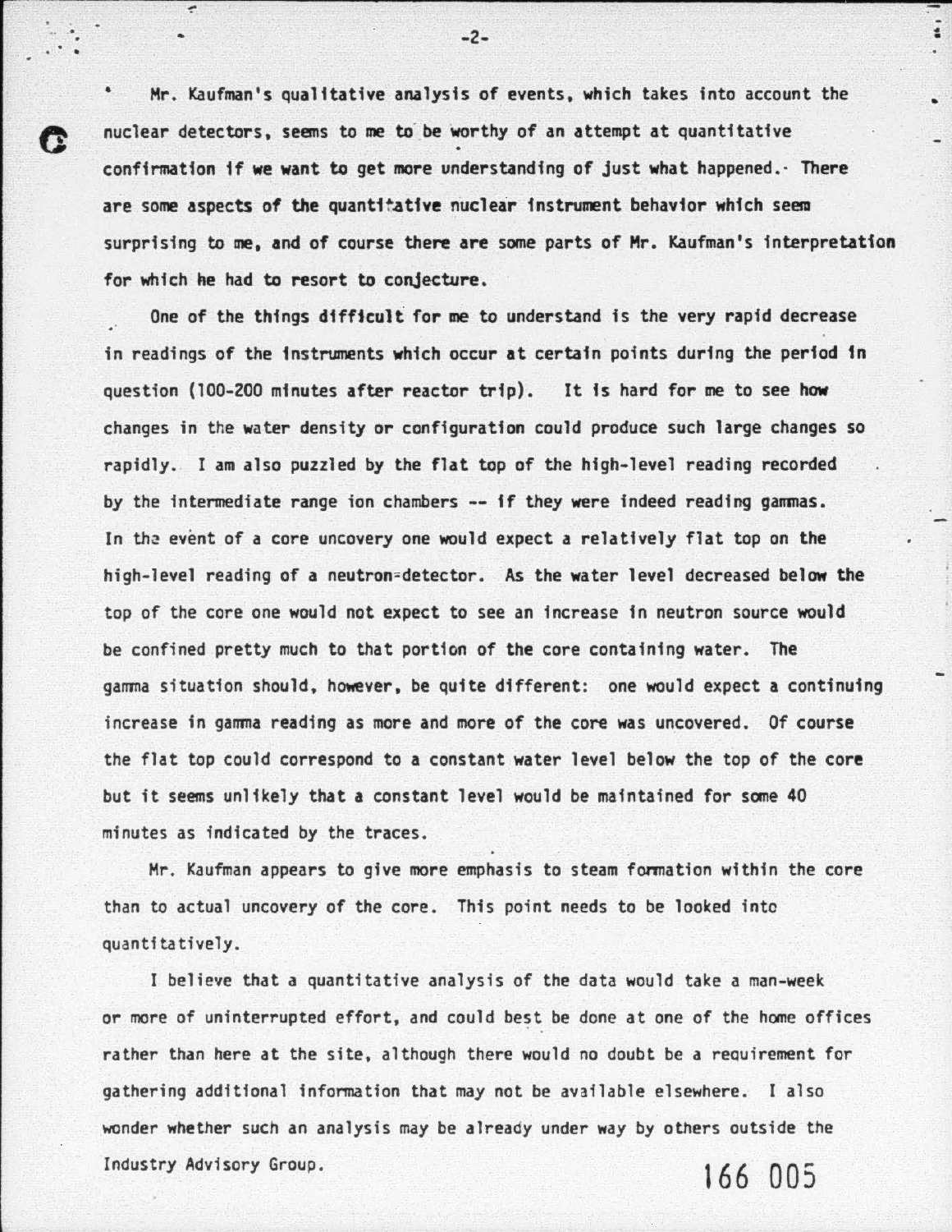Mr. Kaufman's qualitative analysis of events, which takes into account the nuclear detectors, seems to me to be worthy of an attempt at quantitative confirmation if we want to get more understanding of just what happened. There are some aspects of the quantitative nuclear instrument behavior which seem surprising to me, and of course there are some parts of Mr. Kaufman's interpretation for which he had to resort to conjecture.

One of the things difficult for me to understand is the very rapid decrease in readings of the instruments which occur at certain points during the period in question (100-200 minutes after reactor trip). It is hard for me to see how changes in the water density or configuration could produce such large changes so rapidly. I am also puzzled by the flat top of the high-level reading recorded by the intermediate range ion chambers -- if they were indeed reading gammas. In the event of a core uncovery one would expect a relatively flat top on the high-level reading of a neutron-detector. As the water level decreased below the top of the core one would not expect to see an increase in neutron source would be confined pretty much to that portion of the core containing water. The gamma situation should, however, be quite different: one would expect a continuing increase in gamma reading as more and more of the core was uncovered. Of course the flat top could correspond to a constant water level below the top of the core but it seems unlikely that a constant level would be maintained for some 40 minutes as indicated by the traces.

Mr. Kaufman appears to give more emphasis to steam formation within the core than to actual uncovery of the core. This point needs to be looked into quantitatively.

I believe that a quantitative analysis of the data would take a man-week or more of uninterrupted effort, and could best be done at one of the home offices rather than here at the site, although there would no doubt be a requirement for gathering additional information that may not be available elsewhere. I also wonder whether such an analysis may be already under way by others outside the Industry Advisory Group.

166 005